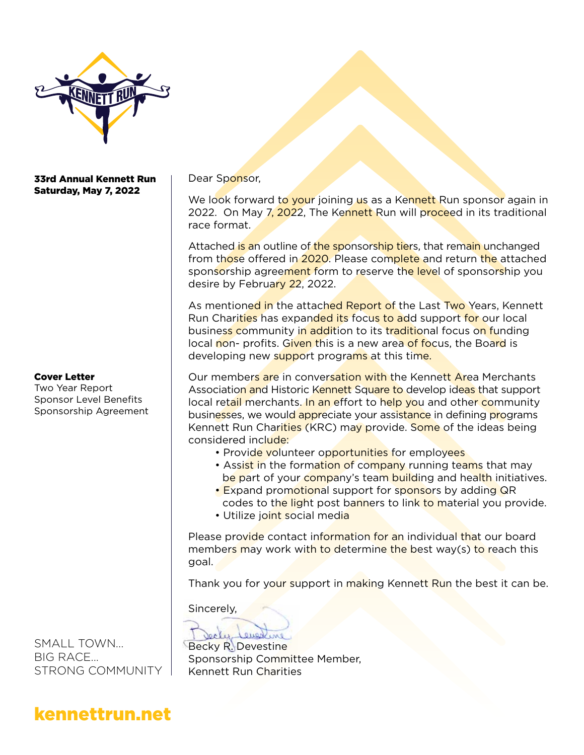**33rd Annual Kennett Run**
**Saturday, May 7, 2022**

**Cover Letter**
Two Year Report
Sponsor Level Benefits
Sponsorship Agreement

SMALL TOWN…
BIG RACE…
STRONG COMMUNITY

Dear Sponsor,

We look forward to your joining us as a Kennett Run sponsor again in 2022. On May 7, 2022, The Kennett Run will proceed in its traditional race format.

Attached is an outline of the sponsorship tiers, that remain unchanged from those offered in 2020. Please complete and return the attached sponsorship agreement form to reserve the level of sponsorship you desire by February 22, 2022.

As mentioned in the attached Report of the Last Two Years, Kennett Run Charities has expanded its focus to add support for our local business community in addition to its traditional focus on funding local non- profits. Given this is a new area of focus, the Board is developing new support programs at this time.

Our members are in conversation with the Kennett Area Merchants Association and Historic Kennett Square to develop ideas that support local retail merchants. In an effort to help you and other community businesses, we would appreciate your assistance in defining programs Kennett Run Charities (KRC) may provide. Some of the ideas being considered include:

- Provide volunteer opportunities for employees
- Assist in the formation of company running teams that may be part of your company's team building and health initiatives.
- Expand promotional support for sponsors by adding QR codes to the light post banners to link to material you provide.
- Utilize joint social media

Please provide contact information for an individual that our board members may work with to determine the best way(s) to reach this goal.

Thank you for your support in making Kennett Run the best it can be.

Sincerely,

Becky R. Devestine
Sponsorship Committee Member,
Kennett Run Charities

**kennettrun.net**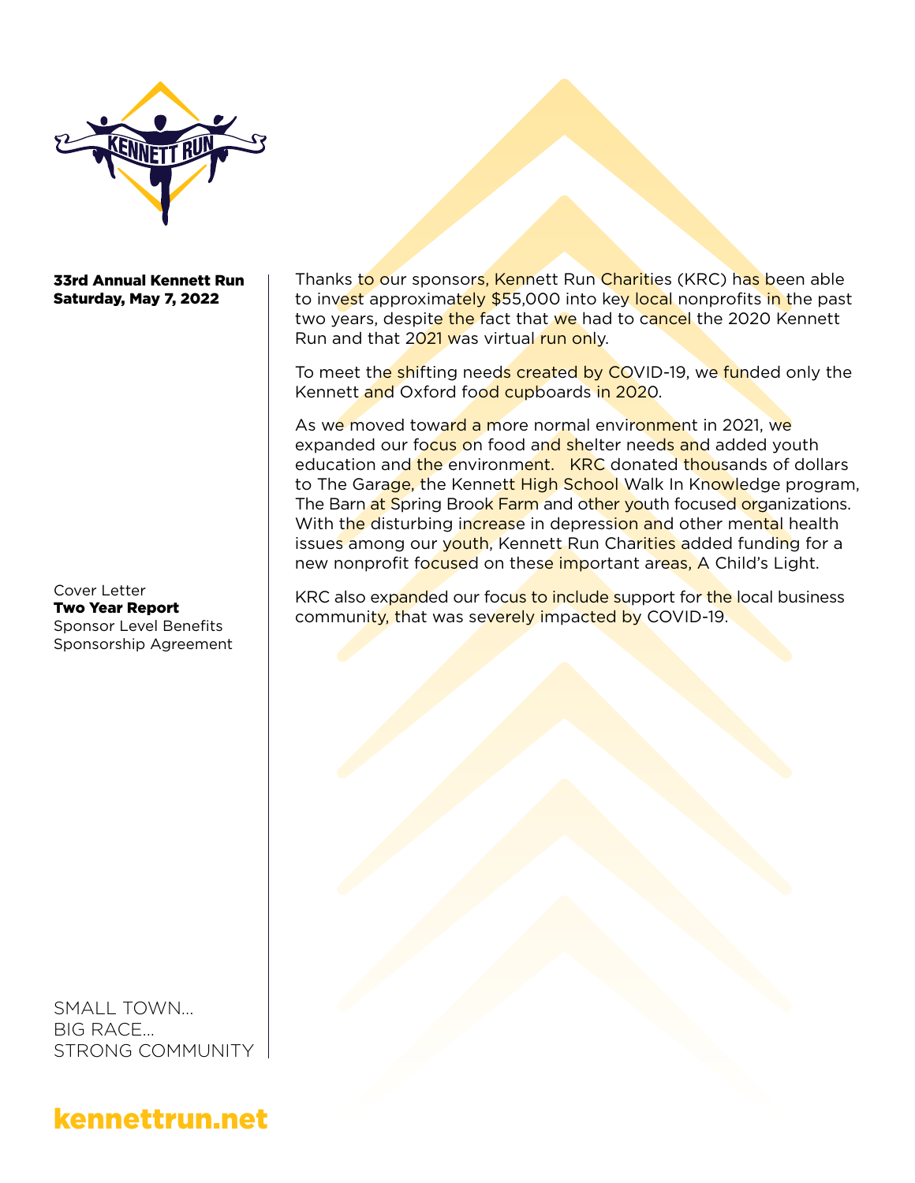**33rd Annual Kennett Run**
**Saturday, May 7, 2022**

Cover Letter
**Two Year Report**
Sponsor Level Benefits
Sponsorship Agreement

SMALL TOWN...
BIG RACE...
STRONG COMMUNITY

Thanks to our sponsors, Kennett Run Charities (KRC) has been able to invest approximately $55,000 into key local nonprofits in the past two years, despite the fact that we had to cancel the 2020 Kennett Run and that 2021 was virtual run only.

To meet the shifting needs created by COVID-19, we funded only the Kennett and Oxford food cupboards in 2020.

As we moved toward a more normal environment in 2021, we expanded our focus on food and shelter needs and added youth education and the environment. KRC donated thousands of dollars to The Garage, the Kennett High School Walk In Knowledge program, The Barn at Spring Brook Farm and other youth focused organizations. With the disturbing increase in depression and other mental health issues among our youth, Kennett Run Charities added funding for a new nonprofit focused on these important areas, A Child's Light.

KRC also expanded our focus to include support for the local business community, that was severely impacted by COVID-19.

**kennettrun.net**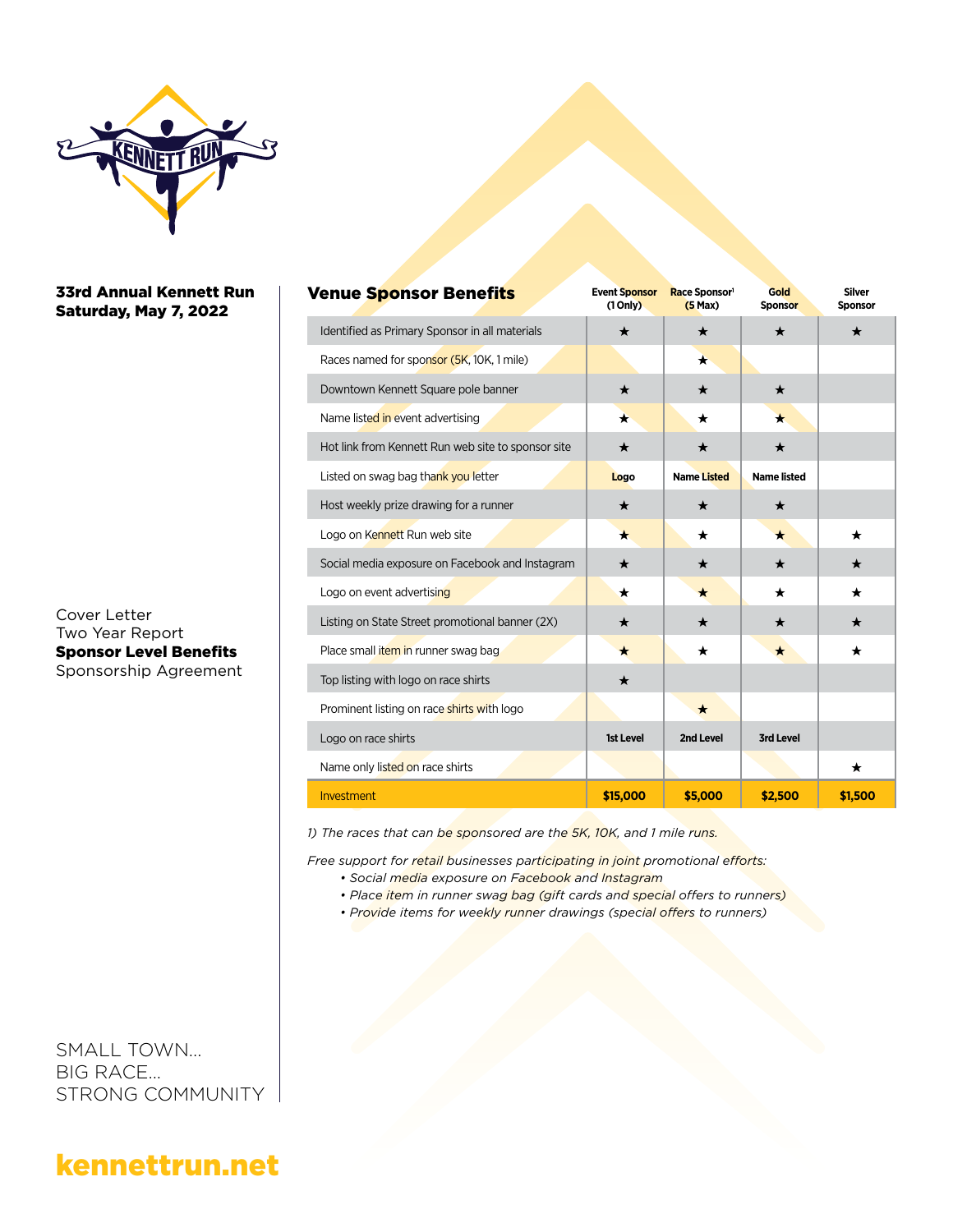**33rd Annual Kennett Run**
**Saturday, May 7, 2022**

Cover Letter
Two Year Report
**Sponsor Level Benefits**
Sponsorship Agreement

SMALL TOWN...
BIG RACE...
STRONG COMMUNITY

**kennettrun.net**

## Venue Sponsor Benefits

| | Event Sponsor (1 Only) | Race Sponsor[1] (5 Max) | Gold Sponsor | Silver Sponsor |
|---|---|---|---|---|
| Identified as Primary Sponsor in all materials | ★ | ★ | ★ | ★ |
| Races named for sponsor (5K, 10K, 1 mile) | | ★ | | |
| Downtown Kennett Square pole banner | ★ | ★ | ★ | |
| Name listed in event advertising | ★ | ★ | ★ | |
| Hot link from Kennett Run web site to sponsor site | ★ | ★ | ★ | |
| Listed on swag bag thank you letter | Logo | Name Listed | Name listed | |
| Host weekly prize drawing for a runner | ★ | ★ | ★ | |
| Logo on Kennett Run web site | ★ | ★ | ★ | ★ |
| Social media exposure on Facebook and Instagram | ★ | ★ | ★ | ★ |
| Logo on event advertising | ★ | ★ | ★ | ★ |
| Listing on State Street promotional banner (2X) | ★ | ★ | ★ | ★ |
| Place small item in runner swag bag | ★ | ★ | ★ | ★ |
| Top listing with logo on race shirts | ★ | | | |
| Prominent listing on race shirts with logo | | ★ | | |
| Logo on race shirts | 1st Level | 2nd Level | 3rd Level | |
| Name only listed on race shirts | | | | ★ |
| Investment | $15,000 | $5,000 | $2,500 | $1,500 |

*1) The races that can be sponsored are the 5K, 10K, and 1 mile runs.*

*Free support for retail businesses participating in joint promotional efforts:*

- *Social media exposure on Facebook and Instagram*
- *Place item in runner swag bag (gift cards and special offers to runners)*
- *Provide items for weekly runner drawings (special offers to runners)*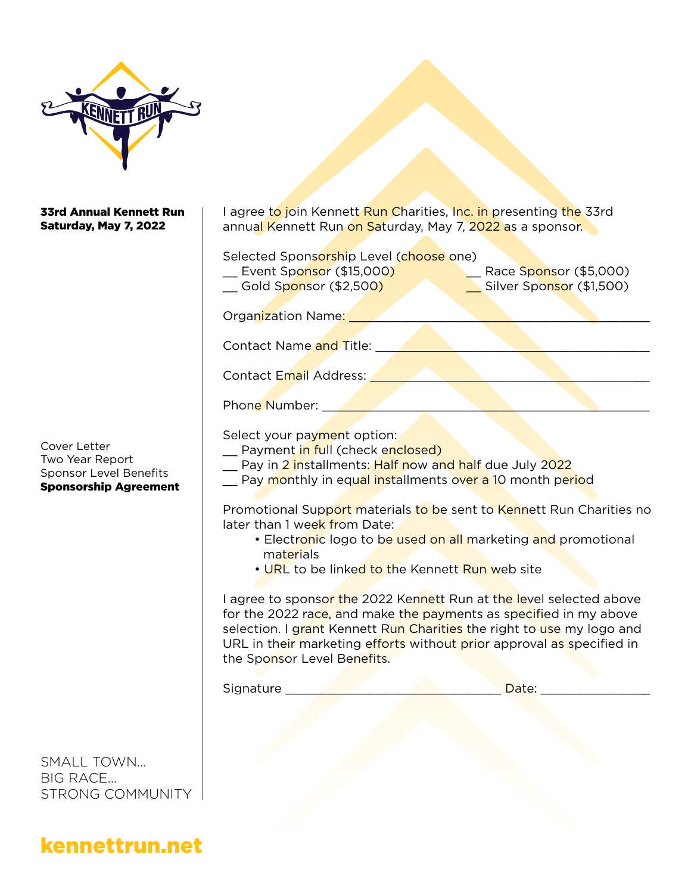**33rd Annual Kennett Run**
**Saturday, May 7, 2022**

Cover Letter
Two Year Report
Sponsor Level Benefits
**Sponsorship Agreement**

I agree to join Kennett Run Charities, Inc. in presenting the 33rd annual Kennett Run on Saturday, May 7, 2022 as a sponsor.

Selected Sponsorship Level (choose one)

__ Event Sponsor ($15,000)
__ Race Sponsor ($5,000)
__ Gold Sponsor ($2,500)
__ Silver Sponsor ($1,500)

Organization Name: ___________________________________________

Contact Name and Title: ________________________________________

Contact Email Address: ________________________________________

Phone Number: _______________________________________________

Select your payment option:

__ Payment in full (check enclosed)
__ Pay in 2 installments: Half now and half due July 2022
__ Pay monthly in equal installments over a 10 month period

Promotional Support materials to be sent to Kennett Run Charities no later than 1 week from Date:

- Electronic logo to be used on all marketing and promotional materials
- URL to be linked to the Kennett Run web site

I agree to sponsor the 2022 Kennett Run at the level selected above for the 2022 race, and make the payments as specified in my above selection. I grant Kennett Run Charities the right to use my logo and URL in their marketing efforts without prior approval as specified in the Sponsor Level Benefits.

Signature _______________________________ Date: ________________

SMALL TOWN...
BIG RACE...
STRONG COMMUNITY

**kennettrun.net**